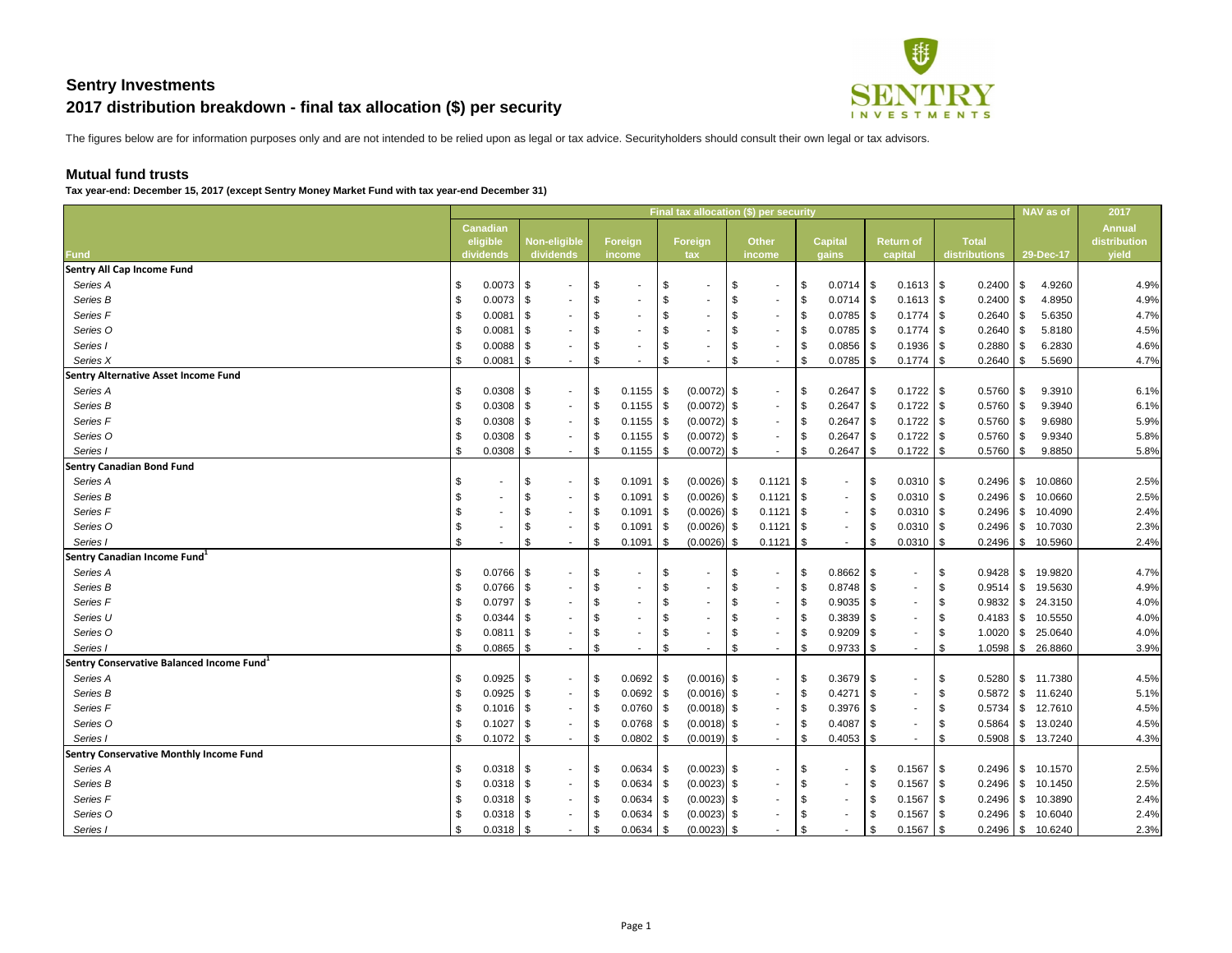# Sentry Investments

## 2017 distribution breakdown - final tax allocation ($) per security

The figures below are for information purposes only and are not intended to be relied upon as legal or tax advice. Securityholders should consult their own legal or tax advisors.

### Mutual fund trusts

**Tax year-end: December 15, 2017 (except Sentry Money Market Fund with tax year-end December 31)**

| Fund | Final tax allocation ($) per security | | | | | | | | NAV as of | 2017 |
|---|---|---|---|---|---|---|---|---|---|---|
| | Canadian eligible dividends | Non-eligible dividends | Foreign income | Foreign tax | Other income | Capital gains | Return of capital | Total distributions | 29-Dec-17 | Annual distribution yield |
| **Sentry All Cap Income Fund** | | | | | | | | | | |
| *Series A* | $ 0.0073 | $ - | $ - | $ - | $ - | $ 0.0714 | $ 0.1613 | $ 0.2400 | $ 4.9260 | 4.9% |
| *Series B* | $ 0.0073 | $ - | $ - | $ - | $ - | $ 0.0714 | $ 0.1613 | $ 0.2400 | $ 4.8950 | 4.9% |
| *Series F* | $ 0.0081 | $ - | $ - | $ - | $ - | $ 0.0785 | $ 0.1774 | $ 0.2640 | $ 5.6350 | 4.7% |
| *Series O* | $ 0.0081 | $ - | $ - | $ - | $ - | $ 0.0785 | $ 0.1774 | $ 0.2640 | $ 5.8180 | 4.5% |
| *Series I* | $ 0.0088 | $ - | $ - | $ - | $ - | $ 0.0856 | $ 0.1936 | $ 0.2880 | $ 6.2830 | 4.6% |
| *Series X* | $ 0.0081 | $ - | $ - | $ - | $ - | $ 0.0785 | $ 0.1774 | $ 0.2640 | $ 5.5690 | 4.7% |
| **Sentry Alternative Asset Income Fund** | | | | | | | | | | |
| *Series A* | $ 0.0308 | $ - | $ 0.1155 | $ (0.0072) | $ - | $ 0.2647 | $ 0.1722 | $ 0.5760 | $ 9.3910 | 6.1% |
| *Series B* | $ 0.0308 | $ - | $ 0.1155 | $ (0.0072) | $ - | $ 0.2647 | $ 0.1722 | $ 0.5760 | $ 9.3940 | 6.1% |
| *Series F* | $ 0.0308 | $ - | $ 0.1155 | $ (0.0072) | $ - | $ 0.2647 | $ 0.1722 | $ 0.5760 | $ 9.6980 | 5.9% |
| *Series O* | $ 0.0308 | $ - | $ 0.1155 | $ (0.0072) | $ - | $ 0.2647 | $ 0.1722 | $ 0.5760 | $ 9.9340 | 5.8% |
| *Series I* | $ 0.0308 | $ - | $ 0.1155 | $ (0.0072) | $ - | $ 0.2647 | $ 0.1722 | $ 0.5760 | $ 9.8850 | 5.8% |
| **Sentry Canadian Bond Fund** | | | | | | | | | | |
| *Series A* | $ - | $ - | $ 0.1091 | $ (0.0026) | $ 0.1121 | $ - | $ 0.0310 | $ 0.2496 | $ 10.0860 | 2.5% |
| *Series B* | $ - | $ - | $ 0.1091 | $ (0.0026) | $ 0.1121 | $ - | $ 0.0310 | $ 0.2496 | $ 10.0660 | 2.5% |
| *Series F* | $ - | $ - | $ 0.1091 | $ (0.0026) | $ 0.1121 | $ - | $ 0.0310 | $ 0.2496 | $ 10.4090 | 2.4% |
| *Series O* | $ - | $ - | $ 0.1091 | $ (0.0026) | $ 0.1121 | $ - | $ 0.0310 | $ 0.2496 | $ 10.7030 | 2.3% |
| *Series I* | $ - | $ - | $ 0.1091 | $ (0.0026) | $ 0.1121 | $ - | $ 0.0310 | $ 0.2496 | $ 10.5960 | 2.4% |
| **Sentry Canadian Income Fund[1]** | | | | | | | | | | |
| *Series A* | $ 0.0766 | $ - | $ - | $ - | $ - | $ 0.8662 | $ - | $ 0.9428 | $ 19.9820 | 4.7% |
| *Series B* | $ 0.0766 | $ - | $ - | $ - | $ - | $ 0.8748 | $ - | $ 0.9514 | $ 19.5630 | 4.9% |
| *Series F* | $ 0.0797 | $ - | $ - | $ - | $ - | $ 0.9035 | $ - | $ 0.9832 | $ 24.3150 | 4.0% |
| *Series U* | $ 0.0344 | $ - | $ - | $ - | $ - | $ 0.3839 | $ - | $ 0.4183 | $ 10.5550 | 4.0% |
| *Series O* | $ 0.0811 | $ - | $ - | $ - | $ - | $ 0.9209 | $ - | $ 1.0020 | $ 25.0640 | 4.0% |
| *Series I* | $ 0.0865 | $ - | $ - | $ - | $ - | $ 0.9733 | $ - | $ 1.0598 | $ 26.8860 | 3.9% |
| **Sentry Conservative Balanced Income Fund[1]** | | | | | | | | | | |
| *Series A* | $ 0.0925 | $ - | $ 0.0692 | $ (0.0016) | $ - | $ 0.3679 | $ - | $ 0.5280 | $ 11.7380 | 4.5% |
| *Series B* | $ 0.0925 | $ - | $ 0.0692 | $ (0.0016) | $ - | $ 0.4271 | $ - | $ 0.5872 | $ 11.6240 | 5.1% |
| *Series F* | $ 0.1016 | $ - | $ 0.0760 | $ (0.0018) | $ - | $ 0.3976 | $ - | $ 0.5734 | $ 12.7610 | 4.5% |
| *Series O* | $ 0.1027 | $ - | $ 0.0768 | $ (0.0018) | $ - | $ 0.4087 | $ - | $ 0.5864 | $ 13.0240 | 4.5% |
| *Series I* | $ 0.1072 | $ - | $ 0.0802 | $ (0.0019) | $ - | $ 0.4053 | $ - | $ 0.5908 | $ 13.7240 | 4.3% |
| **Sentry Conservative Monthly Income Fund** | | | | | | | | | | |
| *Series A* | $ 0.0318 | $ - | $ 0.0634 | $ (0.0023) | $ - | $ - | $ 0.1567 | $ 0.2496 | $ 10.1570 | 2.5% |
| *Series B* | $ 0.0318 | $ - | $ 0.0634 | $ (0.0023) | $ - | $ - | $ 0.1567 | $ 0.2496 | $ 10.1450 | 2.5% |
| *Series F* | $ 0.0318 | $ - | $ 0.0634 | $ (0.0023) | $ - | $ - | $ 0.1567 | $ 0.2496 | $ 10.3890 | 2.4% |
| *Series O* | $ 0.0318 | $ - | $ 0.0634 | $ (0.0023) | $ - | $ - | $ 0.1567 | $ 0.2496 | $ 10.6040 | 2.4% |
| *Series I* | $ 0.0318 | $ - | $ 0.0634 | $ (0.0023) | $ - | $ - | $ 0.1567 | $ 0.2496 | $ 10.6240 | 2.3% |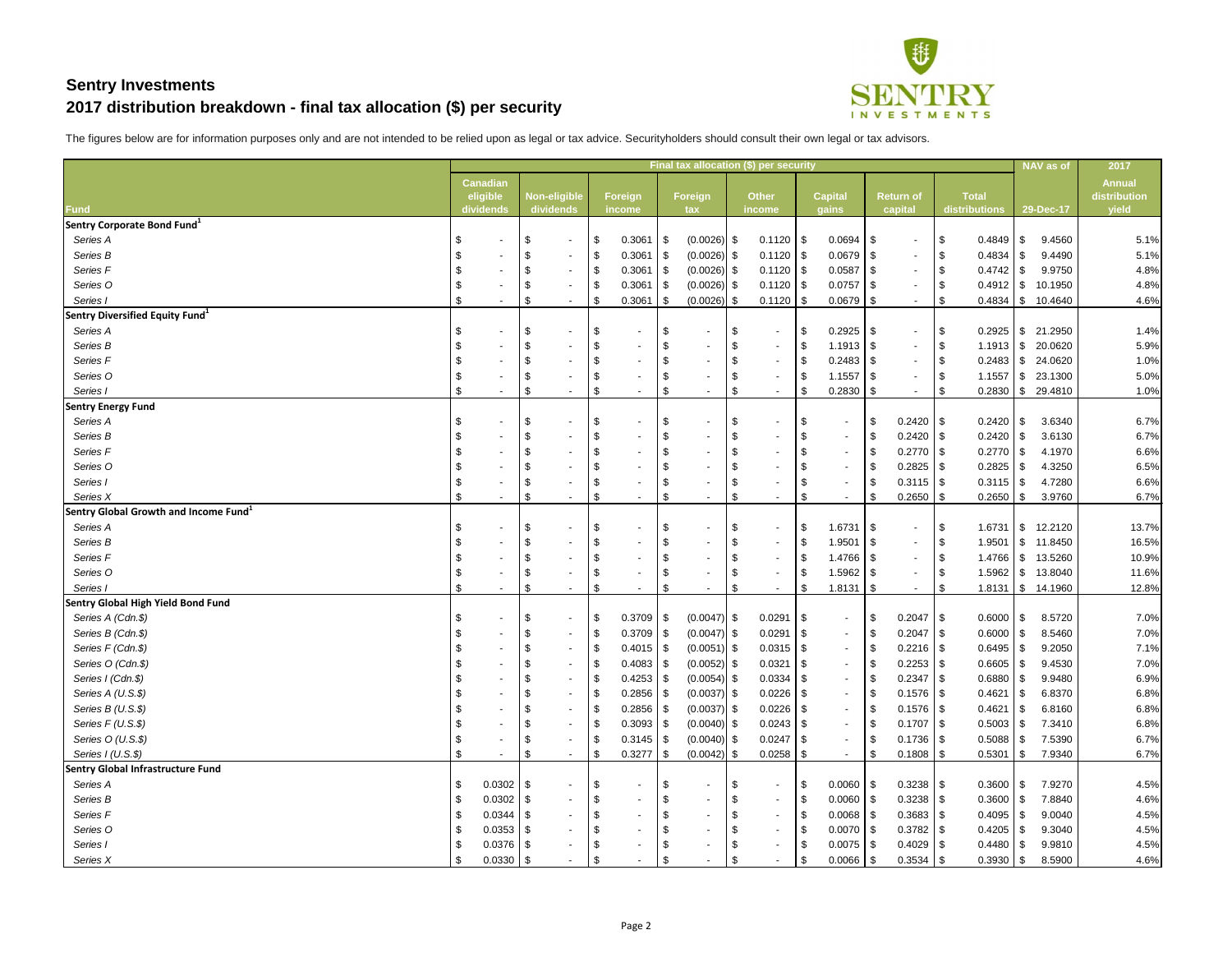## Sentry Investments
## 2017 distribution breakdown - final tax allocation ($) per security

The figures below are for information purposes only and are not intended to be relied upon as legal or tax advice. Securityholders should consult their own legal or tax advisors.

| Fund | Final tax allocation ($) per security | | | | | | | | NAV as of | 2017 |
|---|---|---|---|---|---|---|---|---|---|---|
| | Canadian eligible dividends | Non-eligible dividends | Foreign income | Foreign tax | Other income | Capital gains | Return of capital | Total distributions | 29-Dec-17 | Annual distribution yield |
| **Sentry Corporate Bond Fund[1]** | | | | | | | | | | |
| *Series A* | $ - | $ - | $ 0.3061 | $ (0.0026) | $ 0.1120 | $ 0.0694 | $ - | $ 0.4849 | $ 9.4560 | 5.1% |
| *Series B* | $ - | $ - | $ 0.3061 | $ (0.0026) | $ 0.1120 | $ 0.0679 | $ - | $ 0.4834 | $ 9.4490 | 5.1% |
| *Series F* | $ - | $ - | $ 0.3061 | $ (0.0026) | $ 0.1120 | $ 0.0587 | $ - | $ 0.4742 | $ 9.9750 | 4.8% |
| *Series O* | $ - | $ - | $ 0.3061 | $ (0.0026) | $ 0.1120 | $ 0.0757 | $ - | $ 0.4912 | $ 10.1950 | 4.8% |
| *Series I* | $ - | $ - | $ 0.3061 | $ (0.0026) | $ 0.1120 | $ 0.0679 | $ - | $ 0.4834 | $ 10.4640 | 4.6% |
| **Sentry Diversified Equity Fund[1]** | | | | | | | | | | |
| *Series A* | $ - | $ - | $ - | $ - | $ - | $ 0.2925 | $ - | $ 0.2925 | $ 21.2950 | 1.4% |
| *Series B* | $ - | $ - | $ - | $ - | $ - | $ 1.1913 | $ - | $ 1.1913 | $ 20.0620 | 5.9% |
| *Series F* | $ - | $ - | $ - | $ - | $ - | $ 0.2483 | $ - | $ 0.2483 | $ 24.0620 | 1.0% |
| *Series O* | $ - | $ - | $ - | $ - | $ - | $ 1.1557 | $ - | $ 1.1557 | $ 23.1300 | 5.0% |
| *Series I* | $ - | $ - | $ - | $ - | $ - | $ 0.2830 | $ - | $ 0.2830 | $ 29.4810 | 1.0% |
| **Sentry Energy Fund** | | | | | | | | | | |
| *Series A* | $ - | $ - | $ - | $ - | $ - | $ - | $ 0.2420 | $ 0.2420 | $ 3.6340 | 6.7% |
| *Series B* | $ - | $ - | $ - | $ - | $ - | $ - | $ 0.2420 | $ 0.2420 | $ 3.6130 | 6.7% |
| *Series F* | $ - | $ - | $ - | $ - | $ - | $ - | $ 0.2770 | $ 0.2770 | $ 4.1970 | 6.6% |
| *Series O* | $ - | $ - | $ - | $ - | $ - | $ - | $ 0.2825 | $ 0.2825 | $ 4.3250 | 6.5% |
| *Series I* | $ - | $ - | $ - | $ - | $ - | $ - | $ 0.3115 | $ 0.3115 | $ 4.7280 | 6.6% |
| *Series X* | $ - | $ - | $ - | $ - | $ - | $ - | $ 0.2650 | $ 0.2650 | $ 3.9760 | 6.7% |
| **Sentry Global Growth and Income Fund[1]** | | | | | | | | | | |
| *Series A* | $ - | $ - | $ - | $ - | $ - | $ 1.6731 | $ - | $ 1.6731 | $ 12.2120 | 13.7% |
| *Series B* | $ - | $ - | $ - | $ - | $ - | $ 1.9501 | $ - | $ 1.9501 | $ 11.8450 | 16.5% |
| *Series F* | $ - | $ - | $ - | $ - | $ - | $ 1.4766 | $ - | $ 1.4766 | $ 13.5260 | 10.9% |
| *Series O* | $ - | $ - | $ - | $ - | $ - | $ 1.5962 | $ - | $ 1.5962 | $ 13.8040 | 11.6% |
| *Series I* | $ - | $ - | $ - | $ - | $ - | $ 1.8131 | $ - | $ 1.8131 | $ 14.1960 | 12.8% |
| **Sentry Global High Yield Bond Fund** | | | | | | | | | | |
| *Series A (Cdn.$)* | $ - | $ - | $ 0.3709 | $ (0.0047) | $ 0.0291 | $ - | $ 0.2047 | $ 0.6000 | $ 8.5720 | 7.0% |
| *Series B (Cdn.$)* | $ - | $ - | $ 0.3709 | $ (0.0047) | $ 0.0291 | $ - | $ 0.2047 | $ 0.6000 | $ 8.5460 | 7.0% |
| *Series F (Cdn.$)* | $ - | $ - | $ 0.4015 | $ (0.0051) | $ 0.0315 | $ - | $ 0.2216 | $ 0.6495 | $ 9.2050 | 7.1% |
| *Series O (Cdn.$)* | $ - | $ - | $ 0.4083 | $ (0.0052) | $ 0.0321 | $ - | $ 0.2253 | $ 0.6605 | $ 9.4530 | 7.0% |
| *Series I (Cdn.$)* | $ - | $ - | $ 0.4253 | $ (0.0054) | $ 0.0334 | $ - | $ 0.2347 | $ 0.6880 | $ 9.9480 | 6.9% |
| *Series A (U.S.$)* | $ - | $ - | $ 0.2856 | $ (0.0037) | $ 0.0226 | $ - | $ 0.1576 | $ 0.4621 | $ 6.8370 | 6.8% |
| *Series B (U.S.$)* | $ - | $ - | $ 0.2856 | $ (0.0037) | $ 0.0226 | $ - | $ 0.1576 | $ 0.4621 | $ 6.8160 | 6.8% |
| *Series F (U.S.$)* | $ - | $ - | $ 0.3093 | $ (0.0040) | $ 0.0243 | $ - | $ 0.1707 | $ 0.5003 | $ 7.3410 | 6.8% |
| *Series O (U.S.$)* | $ - | $ - | $ 0.3145 | $ (0.0040) | $ 0.0247 | $ - | $ 0.1736 | $ 0.5088 | $ 7.5390 | 6.7% |
| *Series I (U.S.$)* | $ - | $ - | $ 0.3277 | $ (0.0042) | $ 0.0258 | $ - | $ 0.1808 | $ 0.5301 | $ 7.9340 | 6.7% |
| **Sentry Global Infrastructure Fund** | | | | | | | | | | |
| *Series A* | $ 0.0302 | $ - | $ - | $ - | $ - | $ 0.0060 | $ 0.3238 | $ 0.3600 | $ 7.9270 | 4.5% |
| *Series B* | $ 0.0302 | $ - | $ - | $ - | $ - | $ 0.0060 | $ 0.3238 | $ 0.3600 | $ 7.8840 | 4.6% |
| *Series F* | $ 0.0344 | $ - | $ - | $ - | $ - | $ 0.0068 | $ 0.3683 | $ 0.4095 | $ 9.0040 | 4.5% |
| *Series O* | $ 0.0353 | $ - | $ - | $ - | $ - | $ 0.0070 | $ 0.3782 | $ 0.4205 | $ 9.3040 | 4.5% |
| *Series I* | $ 0.0376 | $ - | $ - | $ - | $ - | $ 0.0075 | $ 0.4029 | $ 0.4480 | $ 9.9810 | 4.5% |
| *Series X* | $ 0.0330 | $ - | $ - | $ - | $ - | $ 0.0066 | $ 0.3534 | $ 0.3930 | $ 8.5900 | 4.6% |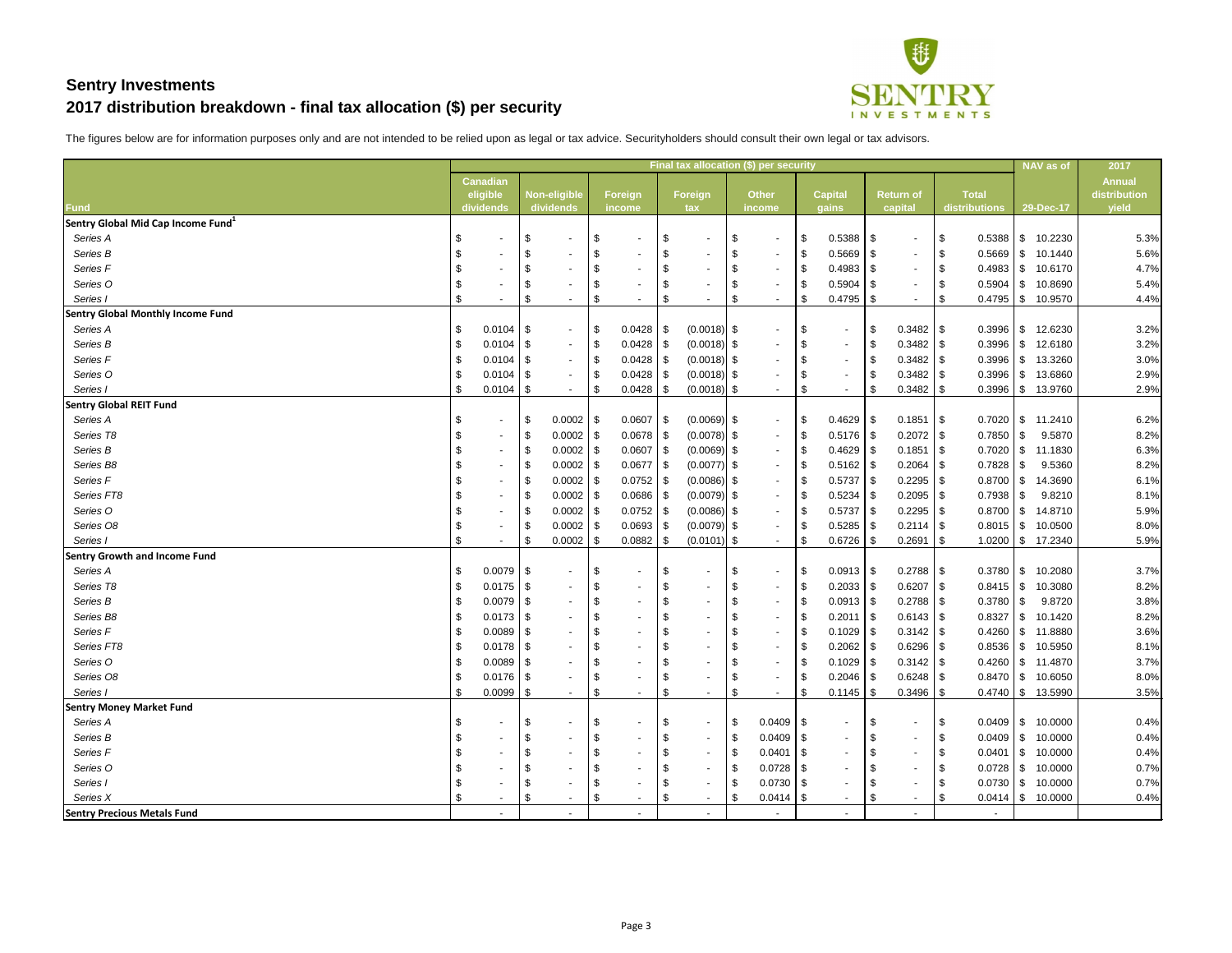# Sentry Investments

## 2017 distribution breakdown - final tax allocation ($) per security

The figures below are for information purposes only and are not intended to be relied upon as legal or tax advice. Securityholders should consult their own legal or tax advisors.

| | Final tax allocation ($) per security | | | | | | | | NAV as of | 2017 |
|---|---|---|---|---|---|---|---|---|---|---|
| Fund | Canadian eligible dividends | Non-eligible dividends | Foreign income | Foreign tax | Other income | Capital gains | Return of capital | Total distributions | 29-Dec-17 | Annual distribution yield |
| **Sentry Global Mid Cap Income Fund[1]** | | | | | | | | | | |
| *Series A* | $ - | $ - | $ - | $ - | $ - | $ 0.5388 | $ - | $ 0.5388 | $ 10.2230 | 5.3% |
| *Series B* | $ - | $ - | $ - | $ - | $ - | $ 0.5669 | $ - | $ 0.5669 | $ 10.1440 | 5.6% |
| *Series F* | $ - | $ - | $ - | $ - | $ - | $ 0.4983 | $ - | $ 0.4983 | $ 10.6170 | 4.7% |
| *Series O* | $ - | $ - | $ - | $ - | $ - | $ 0.5904 | $ - | $ 0.5904 | $ 10.8690 | 5.4% |
| *Series I* | $ - | $ - | $ - | $ - | $ - | $ 0.4795 | $ - | $ 0.4795 | $ 10.9570 | 4.4% |
| **Sentry Global Monthly Income Fund** | | | | | | | | | | |
| *Series A* | $ 0.0104 | $ - | $ 0.0428 | $ (0.0018) | $ - | $ - | $ 0.3482 | $ 0.3996 | $ 12.6230 | 3.2% |
| *Series B* | $ 0.0104 | $ - | $ 0.0428 | $ (0.0018) | $ - | $ - | $ 0.3482 | $ 0.3996 | $ 12.6180 | 3.2% |
| *Series F* | $ 0.0104 | $ - | $ 0.0428 | $ (0.0018) | $ - | $ - | $ 0.3482 | $ 0.3996 | $ 13.3260 | 3.0% |
| *Series O* | $ 0.0104 | $ - | $ 0.0428 | $ (0.0018) | $ - | $ - | $ 0.3482 | $ 0.3996 | $ 13.6860 | 2.9% |
| *Series I* | $ 0.0104 | $ - | $ 0.0428 | $ (0.0018) | $ - | $ - | $ 0.3482 | $ 0.3996 | $ 13.9760 | 2.9% |
| **Sentry Global REIT Fund** | | | | | | | | | | |
| *Series A* | $ - | $ 0.0002 | $ 0.0607 | $ (0.0069) | $ - | $ 0.4629 | $ 0.1851 | $ 0.7020 | $ 11.2410 | 6.2% |
| *Series T8* | $ - | $ 0.0002 | $ 0.0678 | $ (0.0078) | $ - | $ 0.5176 | $ 0.2072 | $ 0.7850 | $ 9.5870 | 8.2% |
| *Series B* | $ - | $ 0.0002 | $ 0.0607 | $ (0.0069) | $ - | $ 0.4629 | $ 0.1851 | $ 0.7020 | $ 11.1830 | 6.3% |
| *Series B8* | $ - | $ 0.0002 | $ 0.0677 | $ (0.0077) | $ - | $ 0.5162 | $ 0.2064 | $ 0.7828 | $ 9.5360 | 8.2% |
| *Series F* | $ - | $ 0.0002 | $ 0.0752 | $ (0.0086) | $ - | $ 0.5737 | $ 0.2295 | $ 0.8700 | $ 14.3690 | 6.1% |
| *Series FT8* | $ - | $ 0.0002 | $ 0.0686 | $ (0.0079) | $ - | $ 0.5234 | $ 0.2095 | $ 0.7938 | $ 9.8210 | 8.1% |
| *Series O* | $ - | $ 0.0002 | $ 0.0752 | $ (0.0086) | $ - | $ 0.5737 | $ 0.2295 | $ 0.8700 | $ 14.8710 | 5.9% |
| *Series O8* | $ - | $ 0.0002 | $ 0.0693 | $ (0.0079) | $ - | $ 0.5285 | $ 0.2114 | $ 0.8015 | $ 10.0500 | 8.0% |
| *Series I* | $ - | $ 0.0002 | $ 0.0882 | $ (0.0101) | $ - | $ 0.6726 | $ 0.2691 | $ 1.0200 | $ 17.2340 | 5.9% |
| **Sentry Growth and Income Fund** | | | | | | | | | | |
| *Series A* | $ 0.0079 | $ - | $ - | $ - | $ - | $ 0.0913 | $ 0.2788 | $ 0.3780 | $ 10.2080 | 3.7% |
| *Series T8* | $ 0.0175 | $ - | $ - | $ - | $ - | $ 0.2033 | $ 0.6207 | $ 0.8415 | $ 10.3080 | 8.2% |
| *Series B* | $ 0.0079 | $ - | $ - | $ - | $ - | $ 0.0913 | $ 0.2788 | $ 0.3780 | $ 9.8720 | 3.8% |
| *Series B8* | $ 0.0173 | $ - | $ - | $ - | $ - | $ 0.2011 | $ 0.6143 | $ 0.8327 | $ 10.1420 | 8.2% |
| *Series F* | $ 0.0089 | $ - | $ - | $ - | $ - | $ 0.1029 | $ 0.3142 | $ 0.4260 | $ 11.8880 | 3.6% |
| *Series FT8* | $ 0.0178 | $ - | $ - | $ - | $ - | $ 0.2062 | $ 0.6296 | $ 0.8536 | $ 10.5950 | 8.1% |
| *Series O* | $ 0.0089 | $ - | $ - | $ - | $ - | $ 0.1029 | $ 0.3142 | $ 0.4260 | $ 11.4870 | 3.7% |
| *Series O8* | $ 0.0176 | $ - | $ - | $ - | $ - | $ 0.2046 | $ 0.6248 | $ 0.8470 | $ 10.6050 | 8.0% |
| *Series I* | $ 0.0099 | $ - | $ - | $ - | $ - | $ 0.1145 | $ 0.3496 | $ 0.4740 | $ 13.5990 | 3.5% |
| **Sentry Money Market Fund** | | | | | | | | | | |
| *Series A* | $ - | $ - | $ - | $ - | $ 0.0409 | $ - | $ - | $ 0.0409 | $ 10.0000 | 0.4% |
| *Series B* | $ - | $ - | $ - | $ - | $ 0.0409 | $ - | $ - | $ 0.0409 | $ 10.0000 | 0.4% |
| *Series F* | $ - | $ - | $ - | $ - | $ 0.0401 | $ - | $ - | $ 0.0401 | $ 10.0000 | 0.4% |
| *Series O* | $ - | $ - | $ - | $ - | $ 0.0728 | $ - | $ - | $ 0.0728 | $ 10.0000 | 0.7% |
| *Series I* | $ - | $ - | $ - | $ - | $ 0.0730 | $ - | $ - | $ 0.0730 | $ 10.0000 | 0.7% |
| *Series X* | $ - | $ - | $ - | $ - | $ 0.0414 | $ - | $ - | $ 0.0414 | $ 10.0000 | 0.4% |
| **Sentry Precious Metals Fund** | - | - | - | - | - | - | - | - | | |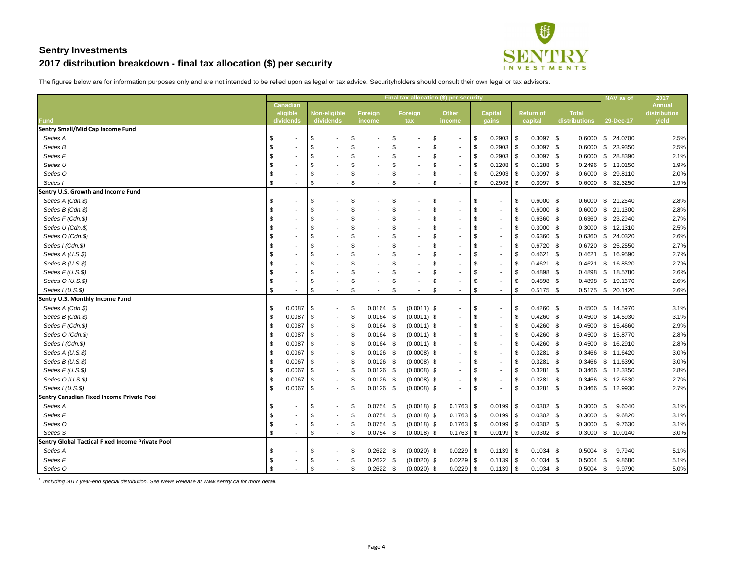# Sentry Investments
## 2017 distribution breakdown - final tax allocation ($) per security

The figures below are for information purposes only and are not intended to be relied upon as legal or tax advice. Securityholders should consult their own legal or tax advisors.

| | Final tax allocation ($) per security | | | | | | | | NAV as of | 2017 |
|---|---|---|---|---|---|---|---|---|---|---|
| Fund | Canadian eligible dividends | Non-eligible dividends | Foreign income | Foreign tax | Other income | Capital gains | Return of capital | Total distributions | 29-Dec-17 | Annual distribution yield |
| **Sentry Small/Mid Cap Income Fund** | | | | | | | | | | |
| *Series A* | $ - | $ - | $ - | $ - | $ - | $ 0.2903 | $ 0.3097 | $ 0.6000 | $ 24.0700 | 2.5% |
| *Series B* | $ - | $ - | $ - | $ - | $ - | $ 0.2903 | $ 0.3097 | $ 0.6000 | $ 23.9350 | 2.5% |
| *Series F* | $ - | $ - | $ - | $ - | $ - | $ 0.2903 | $ 0.3097 | $ 0.6000 | $ 28.8390 | 2.1% |
| *Series U* | $ - | $ - | $ - | $ - | $ - | $ 0.1208 | $ 0.1288 | $ 0.2496 | $ 13.0150 | 1.9% |
| *Series O* | $ - | $ - | $ - | $ - | $ - | $ 0.2903 | $ 0.3097 | $ 0.6000 | $ 29.8110 | 2.0% |
| *Series I* | $ - | $ - | $ - | $ - | $ - | $ 0.2903 | $ 0.3097 | $ 0.6000 | $ 32.3250 | 1.9% |
| **Sentry U.S. Growth and Income Fund** | | | | | | | | | | |
| *Series A (Cdn.$)* | $ - | $ - | $ - | $ - | $ - | $ - | $ 0.6000 | $ 0.6000 | $ 21.2640 | 2.8% |
| *Series B (Cdn.$)* | $ - | $ - | $ - | $ - | $ - | $ - | $ 0.6000 | $ 0.6000 | $ 21.1300 | 2.8% |
| *Series F (Cdn.$)* | $ - | $ - | $ - | $ - | $ - | $ - | $ 0.6360 | $ 0.6360 | $ 23.2940 | 2.7% |
| *Series U (Cdn.$)* | $ - | $ - | $ - | $ - | $ - | $ - | $ 0.3000 | $ 0.3000 | $ 12.1310 | 2.5% |
| *Series O (Cdn.$)* | $ - | $ - | $ - | $ - | $ - | $ - | $ 0.6360 | $ 0.6360 | $ 24.0320 | 2.6% |
| *Series I (Cdn.$)* | $ - | $ - | $ - | $ - | $ - | $ - | $ 0.6720 | $ 0.6720 | $ 25.2550 | 2.7% |
| *Series A (U.S.$)* | $ - | $ - | $ - | $ - | $ - | $ - | $ 0.4621 | $ 0.4621 | $ 16.9590 | 2.7% |
| *Series B (U.S.$)* | $ - | $ - | $ - | $ - | $ - | $ - | $ 0.4621 | $ 0.4621 | $ 16.8520 | 2.7% |
| *Series F (U.S.$)* | $ - | $ - | $ - | $ - | $ - | $ - | $ 0.4898 | $ 0.4898 | $ 18.5780 | 2.6% |
| *Series O (U.S.$)* | $ - | $ - | $ - | $ - | $ - | $ - | $ 0.4898 | $ 0.4898 | $ 19.1670 | 2.6% |
| *Series I (U.S.$)* | $ - | $ - | $ - | $ - | $ - | $ - | $ 0.5175 | $ 0.5175 | $ 20.1420 | 2.6% |
| **Sentry U.S. Monthly Income Fund** | | | | | | | | | | |
| *Series A (Cdn.$)* | $ 0.0087 | $ - | $ 0.0164 | $ (0.0011) | $ - | $ - | $ 0.4260 | $ 0.4500 | $ 14.5970 | 3.1% |
| *Series B (Cdn.$)* | $ 0.0087 | $ - | $ 0.0164 | $ (0.0011) | $ - | $ - | $ 0.4260 | $ 0.4500 | $ 14.5930 | 3.1% |
| *Series F (Cdn.$)* | $ 0.0087 | $ - | $ 0.0164 | $ (0.0011) | $ - | $ - | $ 0.4260 | $ 0.4500 | $ 15.4660 | 2.9% |
| *Series O (Cdn.$)* | $ 0.0087 | $ - | $ 0.0164 | $ (0.0011) | $ - | $ - | $ 0.4260 | $ 0.4500 | $ 15.8770 | 2.8% |
| *Series I (Cdn.$)* | $ 0.0087 | $ - | $ 0.0164 | $ (0.0011) | $ - | $ - | $ 0.4260 | $ 0.4500 | $ 16.2910 | 2.8% |
| *Series A (U.S.$)* | $ 0.0067 | $ - | $ 0.0126 | $ (0.0008) | $ - | $ - | $ 0.3281 | $ 0.3466 | $ 11.6420 | 3.0% |
| *Series B (U.S.$)* | $ 0.0067 | $ - | $ 0.0126 | $ (0.0008) | $ - | $ - | $ 0.3281 | $ 0.3466 | $ 11.6390 | 3.0% |
| *Series F (U.S.$)* | $ 0.0067 | $ - | $ 0.0126 | $ (0.0008) | $ - | $ - | $ 0.3281 | $ 0.3466 | $ 12.3350 | 2.8% |
| *Series O (U.S.$)* | $ 0.0067 | $ - | $ 0.0126 | $ (0.0008) | $ - | $ - | $ 0.3281 | $ 0.3466 | $ 12.6630 | 2.7% |
| *Series I (U.S.$)* | $ 0.0067 | $ - | $ 0.0126 | $ (0.0008) | $ - | $ - | $ 0.3281 | $ 0.3466 | $ 12.9930 | 2.7% |
| **Sentry Canadian Fixed Income Private Pool** | | | | | | | | | | |
| *Series A* | $ - | $ - | $ 0.0754 | $ (0.0018) | $ 0.1763 | $ 0.0199 | $ 0.0302 | $ 0.3000 | $ 9.6040 | 3.1% |
| *Series F* | $ - | $ - | $ 0.0754 | $ (0.0018) | $ 0.1763 | $ 0.0199 | $ 0.0302 | $ 0.3000 | $ 9.6820 | 3.1% |
| *Series O* | $ - | $ - | $ 0.0754 | $ (0.0018) | $ 0.1763 | $ 0.0199 | $ 0.0302 | $ 0.3000 | $ 9.7630 | 3.1% |
| *Series S* | $ - | $ - | $ 0.0754 | $ (0.0018) | $ 0.1763 | $ 0.0199 | $ 0.0302 | $ 0.3000 | $ 10.0140 | 3.0% |
| **Sentry Global Tactical Fixed Income Private Pool** | | | | | | | | | | |
| *Series A* | $ - | $ - | $ 0.2622 | $ (0.0020) | $ 0.0229 | $ 0.1139 | $ 0.1034 | $ 0.5004 | $ 9.7940 | 5.1% |
| *Series F* | $ - | $ - | $ 0.2622 | $ (0.0020) | $ 0.0229 | $ 0.1139 | $ 0.1034 | $ 0.5004 | $ 9.8680 | 5.1% |
| *Series O* | $ - | $ - | $ 0.2622 | $ (0.0020) | $ 0.0229 | $ 0.1139 | $ 0.1034 | $ 0.5004 | $ 9.9790 | 5.0% |

[1] *Including 2017 year-end special distribution. See News Release at www.sentry.ca for more detail.*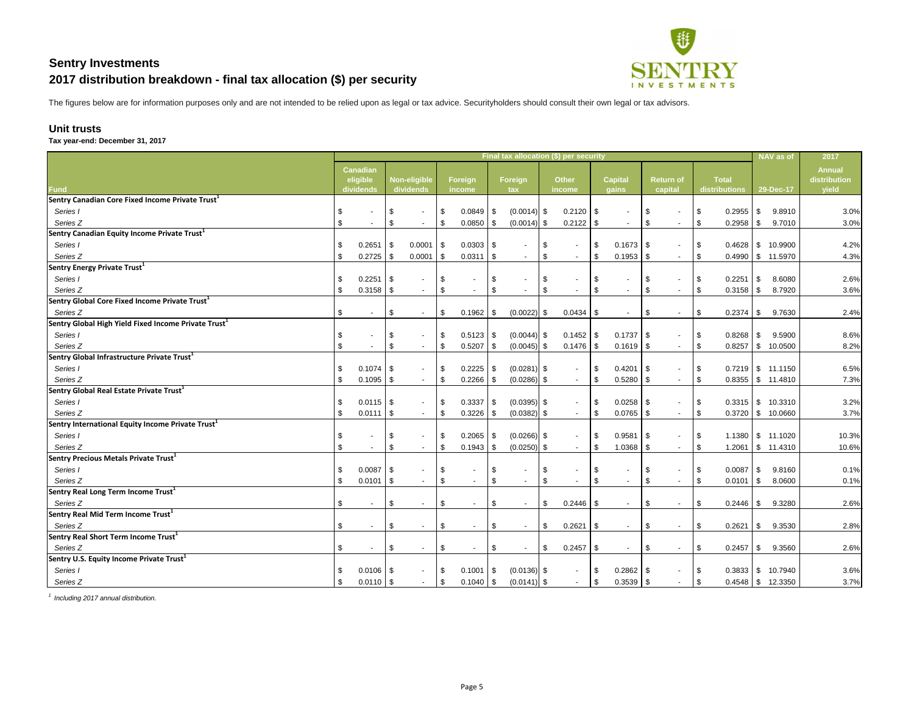## Sentry Investments
## 2017 distribution breakdown - final tax allocation ($) per security

The figures below are for information purposes only and are not intended to be relied upon as legal or tax advice. Securityholders should consult their own legal or tax advisors.

### Unit trusts

**Tax year-end: December 31, 2017**

| | Final tax allocation ($) per security | | | | | | | | NAV as of | 2017 |
|---|---|---|---|---|---|---|---|---|---|---|
| Fund | Canadian eligible dividends | Non-eligible dividends | Foreign income | Foreign tax | Other income | Capital gains | Return of capital | Total distributions | 29-Dec-17 | Annual distribution yield |
| **Sentry Canadian Core Fixed Income Private Trust[1]** | | | | | | | | | | |
| *Series I* | $ - | $ - | $ 0.0849 | $ (0.0014) | $ 0.2120 | $ - | $ - | $ 0.2955 | $ 9.8910 | 3.0% |
| *Series Z* | $ - | $ - | $ 0.0850 | $ (0.0014) | $ 0.2122 | $ - | $ - | $ 0.2958 | $ 9.7010 | 3.0% |
| **Sentry Canadian Equity Income Private Trust[1]** | | | | | | | | | | |
| *Series I* | $ 0.2651 | $ 0.0001 | $ 0.0303 | $ - | $ - | $ 0.1673 | $ - | $ 0.4628 | $ 10.9900 | 4.2% |
| *Series Z* | $ 0.2725 | $ 0.0001 | $ 0.0311 | $ - | $ - | $ 0.1953 | $ - | $ 0.4990 | $ 11.5970 | 4.3% |
| **Sentry Energy Private Trust[1]** | | | | | | | | | | |
| *Series I* | $ 0.2251 | $ - | $ - | $ - | $ - | $ - | $ - | $ 0.2251 | $ 8.6080 | 2.6% |
| *Series Z* | $ 0.3158 | $ - | $ - | $ - | $ - | $ - | $ - | $ 0.3158 | $ 8.7920 | 3.6% |
| **Sentry Global Core Fixed Income Private Trust[1]** | | | | | | | | | | |
| *Series Z* | $ - | $ - | $ 0.1962 | $ (0.0022) | $ 0.0434 | $ - | $ - | $ 0.2374 | $ 9.7630 | 2.4% |
| **Sentry Global High Yield Fixed Income Private Trust[1]** | | | | | | | | | | |
| *Series I* | $ - | $ - | $ 0.5123 | $ (0.0044) | $ 0.1452 | $ 0.1737 | $ - | $ 0.8268 | $ 9.5900 | 8.6% |
| *Series Z* | $ - | $ - | $ 0.5207 | $ (0.0045) | $ 0.1476 | $ 0.1619 | $ - | $ 0.8257 | $ 10.0500 | 8.2% |
| **Sentry Global Infrastructure Private Trust[1]** | | | | | | | | | | |
| *Series I* | $ 0.1074 | $ - | $ 0.2225 | $ (0.0281) | $ - | $ 0.4201 | $ - | $ 0.7219 | $ 11.1150 | 6.5% |
| *Series Z* | $ 0.1095 | $ - | $ 0.2266 | $ (0.0286) | $ - | $ 0.5280 | $ - | $ 0.8355 | $ 11.4810 | 7.3% |
| **Sentry Global Real Estate Private Trust[1]** | | | | | | | | | | |
| *Series I* | $ 0.0115 | $ - | $ 0.3337 | $ (0.0395) | $ - | $ 0.0258 | $ - | $ 0.3315 | $ 10.3310 | 3.2% |
| *Series Z* | $ 0.0111 | $ - | $ 0.3226 | $ (0.0382) | $ - | $ 0.0765 | $ - | $ 0.3720 | $ 10.0660 | 3.7% |
| **Sentry International Equity Income Private Trust[1]** | | | | | | | | | | |
| *Series I* | $ - | $ - | $ 0.2065 | $ (0.0266) | $ - | $ 0.9581 | $ - | $ 1.1380 | $ 11.1020 | 10.3% |
| *Series Z* | $ - | $ - | $ 0.1943 | $ (0.0250) | $ - | $ 1.0368 | $ - | $ 1.2061 | $ 11.4310 | 10.6% |
| **Sentry Precious Metals Private Trust[1]** | | | | | | | | | | |
| *Series I* | $ 0.0087 | $ - | $ - | $ - | $ - | $ - | $ - | $ 0.0087 | $ 9.8160 | 0.1% |
| *Series Z* | $ 0.0101 | $ - | $ - | $ - | $ - | $ - | $ - | $ 0.0101 | $ 8.0600 | 0.1% |
| **Sentry Real Long Term Income Trust[1]** | | | | | | | | | | |
| *Series Z* | $ - | $ - | $ - | $ - | $ 0.2446 | $ - | $ - | $ 0.2446 | $ 9.3280 | 2.6% |
| **Sentry Real Mid Term Income Trust[1]** | | | | | | | | | | |
| *Series Z* | $ - | $ - | $ - | $ - | $ 0.2621 | $ - | $ - | $ 0.2621 | $ 9.3530 | 2.8% |
| **Sentry Real Short Term Income Trust[1]** | | | | | | | | | | |
| *Series Z* | $ - | $ - | $ - | $ - | $ 0.2457 | $ - | $ - | $ 0.2457 | $ 9.3560 | 2.6% |
| **Sentry U.S. Equity Income Private Trust[1]** | | | | | | | | | | |
| *Series I* | $ 0.0106 | $ - | $ 0.1001 | $ (0.0136) | $ - | $ 0.2862 | $ - | $ 0.3833 | $ 10.7940 | 3.6% |
| *Series Z* | $ 0.0110 | $ - | $ 0.1040 | $ (0.0141) | $ - | $ 0.3539 | $ - | $ 0.4548 | $ 12.3350 | 3.7% |

[1] *Including 2017 annual distribution.*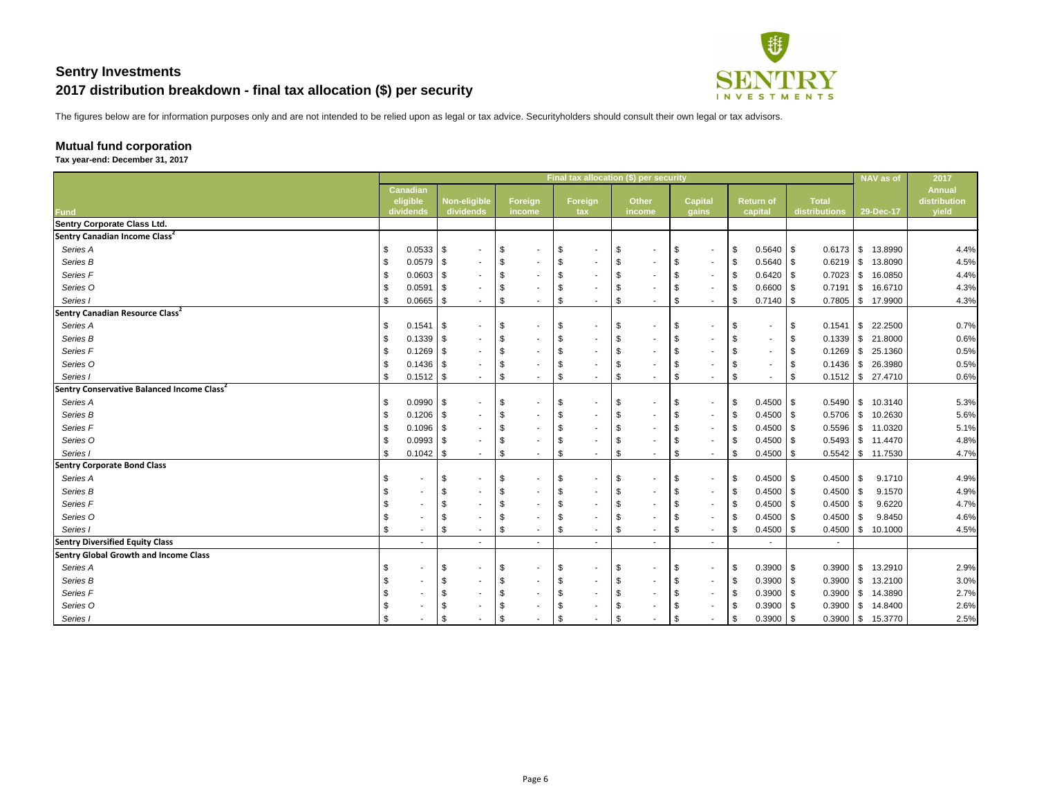# Sentry Investments
## 2017 distribution breakdown - final tax allocation ($) per security

The figures below are for information purposes only and are not intended to be relied upon as legal or tax advice. Securityholders should consult their own legal or tax advisors.

### Mutual fund corporation

**Tax year-end: December 31, 2017**

| Fund | Final tax allocation ($) per security | | | | | | | | NAV as of | 2017 |
|---|---|---|---|---|---|---|---|---|---|---|
| | Canadian eligible dividends | Non-eligible dividends | Foreign income | Foreign tax | Other income | Capital gains | Return of capital | Total distributions | 29-Dec-17 | Annual distribution yield |
| **Sentry Corporate Class Ltd.** | | | | | | | | | | |
| **Sentry Canadian Income Class[2]** | | | | | | | | | | |
| *Series A* | $ 0.0533 | $ - | $ - | $ - | $ - | $ - | $ 0.5640 | $ 0.6173 | $ 13.8990 | 4.4% |
| *Series B* | $ 0.0579 | $ - | $ - | $ - | $ - | $ - | $ 0.5640 | $ 0.6219 | $ 13.8090 | 4.5% |
| *Series F* | $ 0.0603 | $ - | $ - | $ - | $ - | $ - | $ 0.6420 | $ 0.7023 | $ 16.0850 | 4.4% |
| *Series O* | $ 0.0591 | $ - | $ - | $ - | $ - | $ - | $ 0.6600 | $ 0.7191 | $ 16.6710 | 4.3% |
| *Series I* | $ 0.0665 | $ - | $ - | $ - | $ - | $ - | $ 0.7140 | $ 0.7805 | $ 17.9900 | 4.3% |
| **Sentry Canadian Resource Class[2]** | | | | | | | | | | |
| *Series A* | $ 0.1541 | $ - | $ - | $ - | $ - | $ - | $ - | $ 0.1541 | $ 22.2500 | 0.7% |
| *Series B* | $ 0.1339 | $ - | $ - | $ - | $ - | $ - | $ - | $ 0.1339 | $ 21.8000 | 0.6% |
| *Series F* | $ 0.1269 | $ - | $ - | $ - | $ - | $ - | $ - | $ 0.1269 | $ 25.1360 | 0.5% |
| *Series O* | $ 0.1436 | $ - | $ - | $ - | $ - | $ - | $ - | $ 0.1436 | $ 26.3980 | 0.5% |
| *Series I* | $ 0.1512 | $ - | $ - | $ - | $ - | $ - | $ - | $ 0.1512 | $ 27.4710 | 0.6% |
| **Sentry Conservative Balanced Income Class[2]** | | | | | | | | | | |
| *Series A* | $ 0.0990 | $ - | $ - | $ - | $ - | $ - | $ 0.4500 | $ 0.5490 | $ 10.3140 | 5.3% |
| *Series B* | $ 0.1206 | $ - | $ - | $ - | $ - | $ - | $ 0.4500 | $ 0.5706 | $ 10.2630 | 5.6% |
| *Series F* | $ 0.1096 | $ - | $ - | $ - | $ - | $ - | $ 0.4500 | $ 0.5596 | $ 11.0320 | 5.1% |
| *Series O* | $ 0.0993 | $ - | $ - | $ - | $ - | $ - | $ 0.4500 | $ 0.5493 | $ 11.4470 | 4.8% |
| *Series I* | $ 0.1042 | $ - | $ - | $ - | $ - | $ - | $ 0.4500 | $ 0.5542 | $ 11.7530 | 4.7% |
| **Sentry Corporate Bond Class** | | | | | | | | | | |
| *Series A* | $ - | $ - | $ - | $ - | $ - | $ - | $ 0.4500 | $ 0.4500 | $ 9.1710 | 4.9% |
| *Series B* | $ - | $ - | $ - | $ - | $ - | $ - | $ 0.4500 | $ 0.4500 | $ 9.1570 | 4.9% |
| *Series F* | $ - | $ - | $ - | $ - | $ - | $ - | $ 0.4500 | $ 0.4500 | $ 9.6220 | 4.7% |
| *Series O* | $ - | $ - | $ - | $ - | $ - | $ - | $ 0.4500 | $ 0.4500 | $ 9.8450 | 4.6% |
| *Series I* | $ - | $ - | $ - | $ - | $ - | $ - | $ 0.4500 | $ 0.4500 | $ 10.1000 | 4.5% |
| **Sentry Diversified Equity Class** | - | - | - | - | - | - | - | - | | |
| **Sentry Global Growth and Income Class** | | | | | | | | | | |
| *Series A* | $ - | $ - | $ - | $ - | $ - | $ - | $ 0.3900 | $ 0.3900 | $ 13.2910 | 2.9% |
| *Series B* | $ - | $ - | $ - | $ - | $ - | $ - | $ 0.3900 | $ 0.3900 | $ 13.2100 | 3.0% |
| *Series F* | $ - | $ - | $ - | $ - | $ - | $ - | $ 0.3900 | $ 0.3900 | $ 14.3890 | 2.7% |
| *Series O* | $ - | $ - | $ - | $ - | $ - | $ - | $ 0.3900 | $ 0.3900 | $ 14.8400 | 2.6% |
| *Series I* | $ - | $ - | $ - | $ - | $ - | $ - | $ 0.3900 | $ 0.3900 | $ 15.3770 | 2.5% |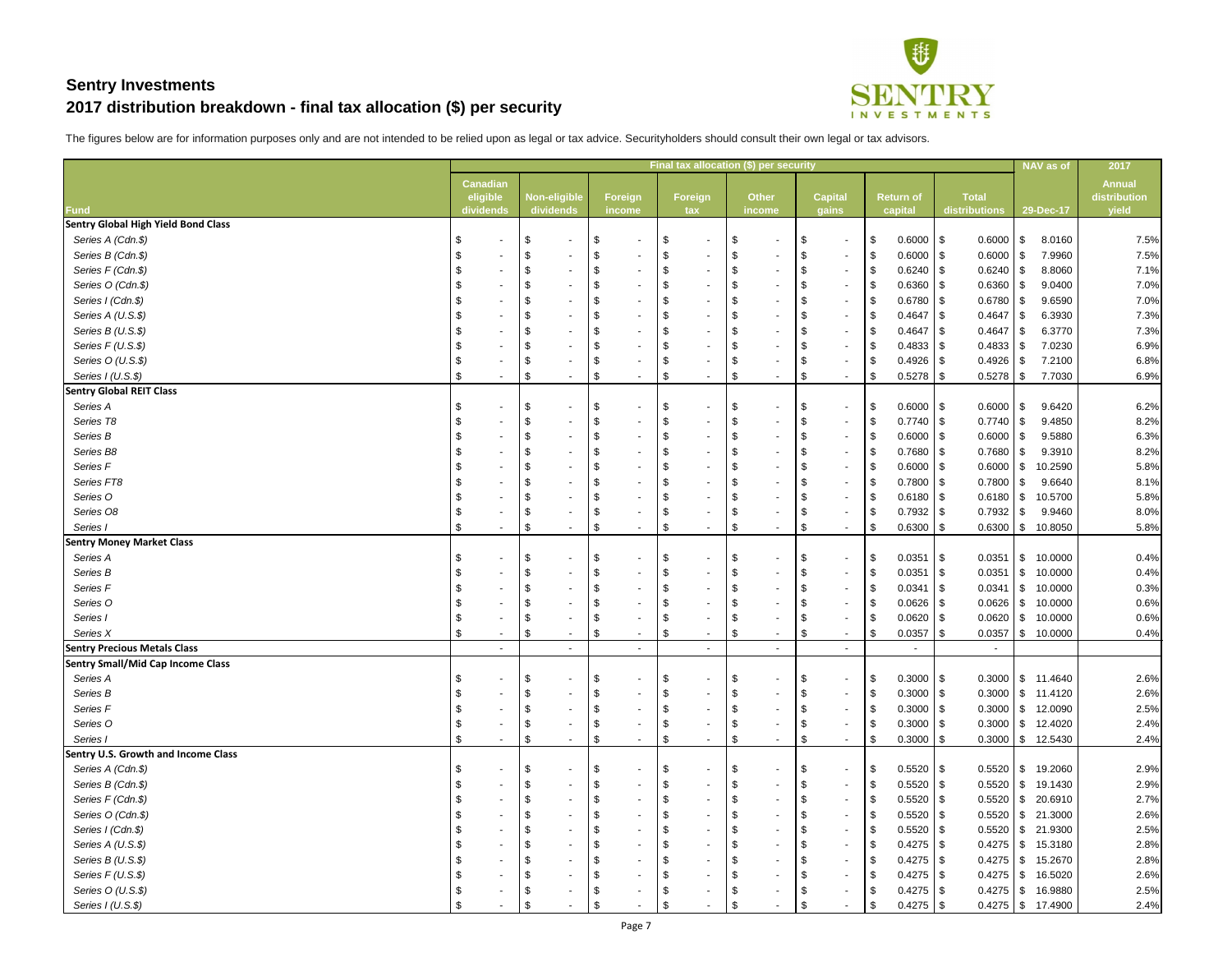# Sentry Investments
## 2017 distribution breakdown - final tax allocation ($) per security

The figures below are for information purposes only and are not intended to be relied upon as legal or tax advice. Securityholders should consult their own legal or tax advisors.

| Fund | Final tax allocation ($) per security | | | | | | | | NAV as of | 2017 |
|---|---|---|---|---|---|---|---|---|---|---|
| | Canadian eligible dividends | Non-eligible dividends | Foreign income | Foreign tax | Other income | Capital gains | Return of capital | Total distributions | 29-Dec-17 | Annual distribution yield |
| **Sentry Global High Yield Bond Class** | | | | | | | | | | |
| *Series A (Cdn.$)* | $ - | $ - | $ - | $ - | $ - | $ - | $ 0.6000 | $ 0.6000 | $ 8.0160 | 7.5% |
| *Series B (Cdn.$)* | $ - | $ - | $ - | $ - | $ - | $ - | $ 0.6000 | $ 0.6000 | $ 7.9960 | 7.5% |
| *Series F (Cdn.$)* | $ - | $ - | $ - | $ - | $ - | $ - | $ 0.6240 | $ 0.6240 | $ 8.8060 | 7.1% |
| *Series O (Cdn.$)* | $ - | $ - | $ - | $ - | $ - | $ - | $ 0.6360 | $ 0.6360 | $ 9.0400 | 7.0% |
| *Series I (Cdn.$)* | $ - | $ - | $ - | $ - | $ - | $ - | $ 0.6780 | $ 0.6780 | $ 9.6590 | 7.0% |
| *Series A (U.S.$)* | $ - | $ - | $ - | $ - | $ - | $ - | $ 0.4647 | $ 0.4647 | $ 6.3930 | 7.3% |
| *Series B (U.S.$)* | $ - | $ - | $ - | $ - | $ - | $ - | $ 0.4647 | $ 0.4647 | $ 6.3770 | 7.3% |
| *Series F (U.S.$)* | $ - | $ - | $ - | $ - | $ - | $ - | $ 0.4833 | $ 0.4833 | $ 7.0230 | 6.9% |
| *Series O (U.S.$)* | $ - | $ - | $ - | $ - | $ - | $ - | $ 0.4926 | $ 0.4926 | $ 7.2100 | 6.8% |
| *Series I (U.S.$)* | $ - | $ - | $ - | $ - | $ - | $ - | $ 0.5278 | $ 0.5278 | $ 7.7030 | 6.9% |
| **Sentry Global REIT Class** | | | | | | | | | | |
| *Series A* | $ - | $ - | $ - | $ - | $ - | $ - | $ 0.6000 | $ 0.6000 | $ 9.6420 | 6.2% |
| *Series T8* | $ - | $ - | $ - | $ - | $ - | $ - | $ 0.7740 | $ 0.7740 | $ 9.4850 | 8.2% |
| *Series B* | $ - | $ - | $ - | $ - | $ - | $ - | $ 0.6000 | $ 0.6000 | $ 9.5880 | 6.3% |
| *Series B8* | $ - | $ - | $ - | $ - | $ - | $ - | $ 0.7680 | $ 0.7680 | $ 9.3910 | 8.2% |
| *Series F* | $ - | $ - | $ - | $ - | $ - | $ - | $ 0.6000 | $ 0.6000 | $ 10.2590 | 5.8% |
| *Series FT8* | $ - | $ - | $ - | $ - | $ - | $ - | $ 0.7800 | $ 0.7800 | $ 9.6640 | 8.1% |
| *Series O* | $ - | $ - | $ - | $ - | $ - | $ - | $ 0.6180 | $ 0.6180 | $ 10.5700 | 5.8% |
| *Series O8* | $ - | $ - | $ - | $ - | $ - | $ - | $ 0.7932 | $ 0.7932 | $ 9.9460 | 8.0% |
| *Series I* | $ - | $ - | $ - | $ - | $ - | $ - | $ 0.6300 | $ 0.6300 | $ 10.8050 | 5.8% |
| **Sentry Money Market Class** | | | | | | | | | | |
| *Series A* | $ - | $ - | $ - | $ - | $ - | $ - | $ 0.0351 | $ 0.0351 | $ 10.0000 | 0.4% |
| *Series B* | $ - | $ - | $ - | $ - | $ - | $ - | $ 0.0351 | $ 0.0351 | $ 10.0000 | 0.4% |
| *Series F* | $ - | $ - | $ - | $ - | $ - | $ - | $ 0.0341 | $ 0.0341 | $ 10.0000 | 0.3% |
| *Series O* | $ - | $ - | $ - | $ - | $ - | $ - | $ 0.0626 | $ 0.0626 | $ 10.0000 | 0.6% |
| *Series I* | $ - | $ - | $ - | $ - | $ - | $ - | $ 0.0620 | $ 0.0620 | $ 10.0000 | 0.6% |
| *Series X* | $ - | $ - | $ - | $ - | $ - | $ - | $ 0.0357 | $ 0.0357 | $ 10.0000 | 0.4% |
| **Sentry Precious Metals Class** | - | - | - | - | - | - | - | - | | |
| **Sentry Small/Mid Cap Income Class** | | | | | | | | | | |
| *Series A* | $ - | $ - | $ - | $ - | $ - | $ - | $ 0.3000 | $ 0.3000 | $ 11.4640 | 2.6% |
| *Series B* | $ - | $ - | $ - | $ - | $ - | $ - | $ 0.3000 | $ 0.3000 | $ 11.4120 | 2.6% |
| *Series F* | $ - | $ - | $ - | $ - | $ - | $ - | $ 0.3000 | $ 0.3000 | $ 12.0090 | 2.5% |
| *Series O* | $ - | $ - | $ - | $ - | $ - | $ - | $ 0.3000 | $ 0.3000 | $ 12.4020 | 2.4% |
| *Series I* | $ - | $ - | $ - | $ - | $ - | $ - | $ 0.3000 | $ 0.3000 | $ 12.5430 | 2.4% |
| **Sentry U.S. Growth and Income Class** | | | | | | | | | | |
| *Series A (Cdn.$)* | $ - | $ - | $ - | $ - | $ - | $ - | $ 0.5520 | $ 0.5520 | $ 19.2060 | 2.9% |
| *Series B (Cdn.$)* | $ - | $ - | $ - | $ - | $ - | $ - | $ 0.5520 | $ 0.5520 | $ 19.1430 | 2.9% |
| *Series F (Cdn.$)* | $ - | $ - | $ - | $ - | $ - | $ - | $ 0.5520 | $ 0.5520 | $ 20.6910 | 2.7% |
| *Series O (Cdn.$)* | $ - | $ - | $ - | $ - | $ - | $ - | $ 0.5520 | $ 0.5520 | $ 21.3000 | 2.6% |
| *Series I (Cdn.$)* | $ - | $ - | $ - | $ - | $ - | $ - | $ 0.5520 | $ 0.5520 | $ 21.9300 | 2.5% |
| *Series A (U.S.$)* | $ - | $ - | $ - | $ - | $ - | $ - | $ 0.4275 | $ 0.4275 | $ 15.3180 | 2.8% |
| *Series B (U.S.$)* | $ - | $ - | $ - | $ - | $ - | $ - | $ 0.4275 | $ 0.4275 | $ 15.2670 | 2.8% |
| *Series F (U.S.$)* | $ - | $ - | $ - | $ - | $ - | $ - | $ 0.4275 | $ 0.4275 | $ 16.5020 | 2.6% |
| *Series O (U.S.$)* | $ - | $ - | $ - | $ - | $ - | $ - | $ 0.4275 | $ 0.4275 | $ 16.9880 | 2.5% |
| *Series I (U.S.$)* | $ - | $ - | $ - | $ - | $ - | $ - | $ 0.4275 | $ 0.4275 | $ 17.4900 | 2.4% |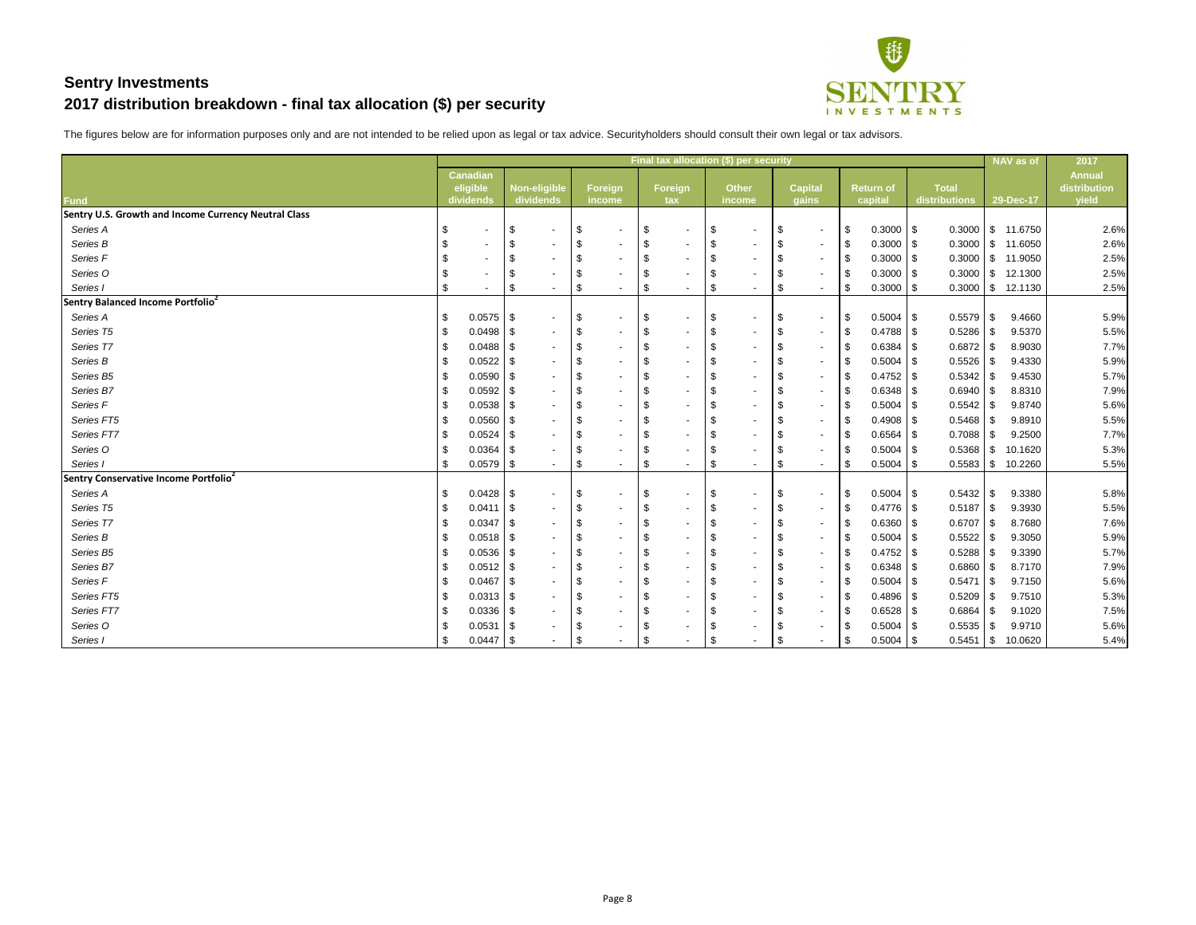# Sentry Investments

## 2017 distribution breakdown - final tax allocation ($) per security

The figures below are for information purposes only and are not intended to be relied upon as legal or tax advice. Securityholders should consult their own legal or tax advisors.

| Fund | Final tax allocation ($) per security | | | | | | | | NAV as of | 2017 |
|---|---|---|---|---|---|---|---|---|---|---|
| | Canadian eligible dividends | Non-eligible dividends | Foreign income | Foreign tax | Other income | Capital gains | Return of capital | Total distributions | 29-Dec-17 | Annual distribution yield |
| **Sentry U.S. Growth and Income Currency Neutral Class** | | | | | | | | | | |
| *Series A* | $ - | $ - | $ - | $ - | $ - | $ - | $ 0.3000 | $ 0.3000 | $ 11.6750 | 2.6% |
| *Series B* | $ - | $ - | $ - | $ - | $ - | $ - | $ 0.3000 | $ 0.3000 | $ 11.6050 | 2.6% |
| *Series F* | $ - | $ - | $ - | $ - | $ - | $ - | $ 0.3000 | $ 0.3000 | $ 11.9050 | 2.5% |
| *Series O* | $ - | $ - | $ - | $ - | $ - | $ - | $ 0.3000 | $ 0.3000 | $ 12.1300 | 2.5% |
| *Series I* | $ - | $ - | $ - | $ - | $ - | $ - | $ 0.3000 | $ 0.3000 | $ 12.1130 | 2.5% |
| **Sentry Balanced Income Portfolio[2]** | | | | | | | | | | |
| *Series A* | $ 0.0575 | $ - | $ - | $ - | $ - | $ - | $ 0.5004 | $ 0.5579 | $ 9.4660 | 5.9% |
| *Series T5* | $ 0.0498 | $ - | $ - | $ - | $ - | $ - | $ 0.4788 | $ 0.5286 | $ 9.5370 | 5.5% |
| *Series T7* | $ 0.0488 | $ - | $ - | $ - | $ - | $ - | $ 0.6384 | $ 0.6872 | $ 8.9030 | 7.7% |
| *Series B* | $ 0.0522 | $ - | $ - | $ - | $ - | $ - | $ 0.5004 | $ 0.5526 | $ 9.4330 | 5.9% |
| *Series B5* | $ 0.0590 | $ - | $ - | $ - | $ - | $ - | $ 0.4752 | $ 0.5342 | $ 9.4530 | 5.7% |
| *Series B7* | $ 0.0592 | $ - | $ - | $ - | $ - | $ - | $ 0.6348 | $ 0.6940 | $ 8.8310 | 7.9% |
| *Series F* | $ 0.0538 | $ - | $ - | $ - | $ - | $ - | $ 0.5004 | $ 0.5542 | $ 9.8740 | 5.6% |
| *Series FT5* | $ 0.0560 | $ - | $ - | $ - | $ - | $ - | $ 0.4908 | $ 0.5468 | $ 9.8910 | 5.5% |
| *Series FT7* | $ 0.0524 | $ - | $ - | $ - | $ - | $ - | $ 0.6564 | $ 0.7088 | $ 9.2500 | 7.7% |
| *Series O* | $ 0.0364 | $ - | $ - | $ - | $ - | $ - | $ 0.5004 | $ 0.5368 | $ 10.1620 | 5.3% |
| *Series I* | $ 0.0579 | $ - | $ - | $ - | $ - | $ - | $ 0.5004 | $ 0.5583 | $ 10.2260 | 5.5% |
| **Sentry Conservative Income Portfolio[2]** | | | | | | | | | | |
| *Series A* | $ 0.0428 | $ - | $ - | $ - | $ - | $ - | $ 0.5004 | $ 0.5432 | $ 9.3380 | 5.8% |
| *Series T5* | $ 0.0411 | $ - | $ - | $ - | $ - | $ - | $ 0.4776 | $ 0.5187 | $ 9.3930 | 5.5% |
| *Series T7* | $ 0.0347 | $ - | $ - | $ - | $ - | $ - | $ 0.6360 | $ 0.6707 | $ 8.7680 | 7.6% |
| *Series B* | $ 0.0518 | $ - | $ - | $ - | $ - | $ - | $ 0.5004 | $ 0.5522 | $ 9.3050 | 5.9% |
| *Series B5* | $ 0.0536 | $ - | $ - | $ - | $ - | $ - | $ 0.4752 | $ 0.5288 | $ 9.3390 | 5.7% |
| *Series B7* | $ 0.0512 | $ - | $ - | $ - | $ - | $ - | $ 0.6348 | $ 0.6860 | $ 8.7170 | 7.9% |
| *Series F* | $ 0.0467 | $ - | $ - | $ - | $ - | $ - | $ 0.5004 | $ 0.5471 | $ 9.7150 | 5.6% |
| *Series FT5* | $ 0.0313 | $ - | $ - | $ - | $ - | $ - | $ 0.4896 | $ 0.5209 | $ 9.7510 | 5.3% |
| *Series FT7* | $ 0.0336 | $ - | $ - | $ - | $ - | $ - | $ 0.6528 | $ 0.6864 | $ 9.1020 | 7.5% |
| *Series O* | $ 0.0531 | $ - | $ - | $ - | $ - | $ - | $ 0.5004 | $ 0.5535 | $ 9.9710 | 5.6% |
| *Series I* | $ 0.0447 | $ - | $ - | $ - | $ - | $ - | $ 0.5004 | $ 0.5451 | $ 10.0620 | 5.4% |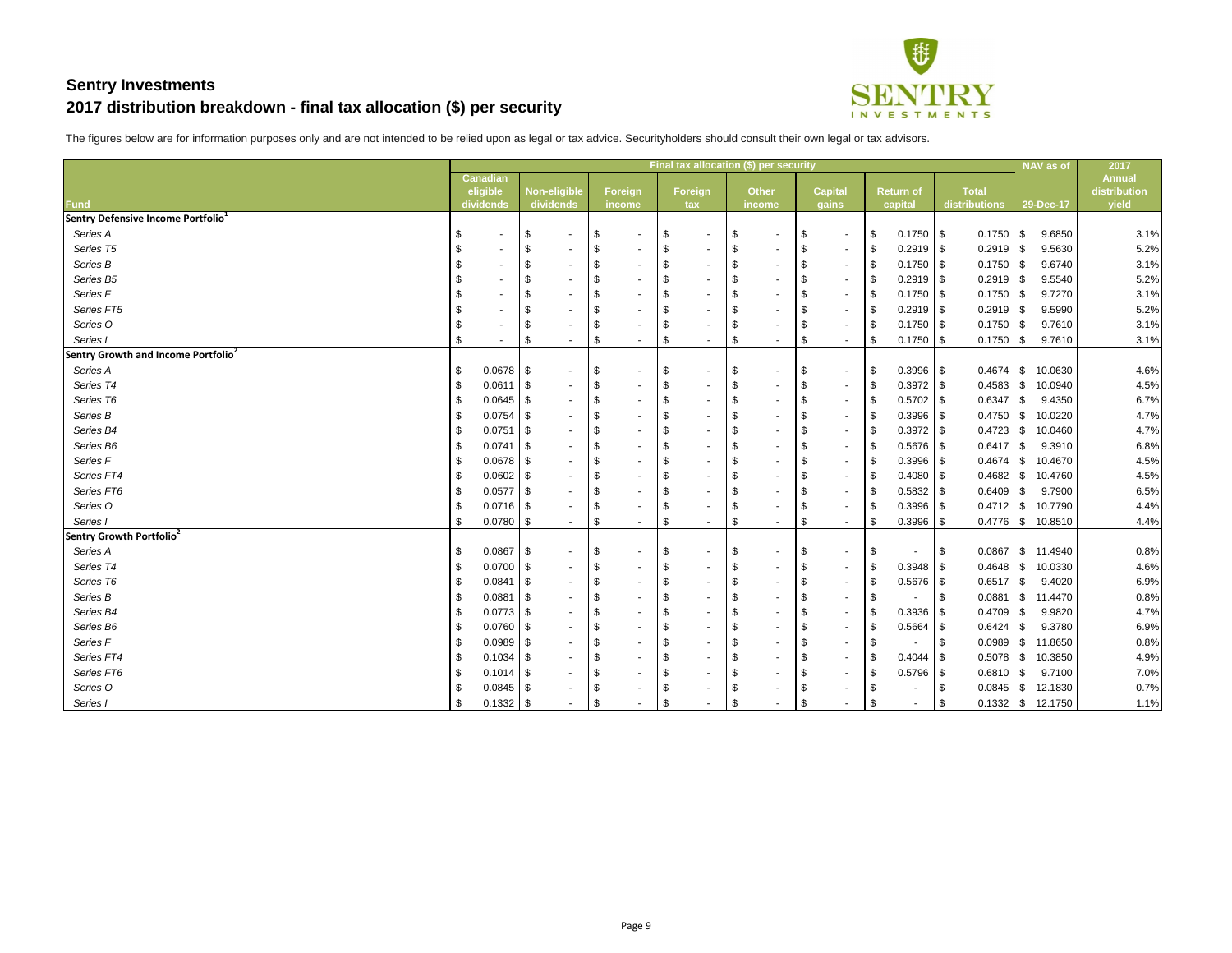## Sentry Investments
## 2017 distribution breakdown - final tax allocation ($) per security

The figures below are for information purposes only and are not intended to be relied upon as legal or tax advice. Securityholders should consult their own legal or tax advisors.

| | Final tax allocation ($) per security | | | | | | | | NAV as of | 2017 |
|---|---|---|---|---|---|---|---|---|---|---|
| Fund | Canadian eligible dividends | Non-eligible dividends | Foreign income | Foreign tax | Other income | Capital gains | Return of capital | Total distributions | 29-Dec-17 | Annual distribution yield |
| **Sentry Defensive Income Portfolio[1]** | | | | | | | | | | |
| *Series A* | $ - | $ - | $ - | $ - | $ - | $ - | $ 0.1750 | $ 0.1750 | $ 9.6850 | 3.1% |
| *Series T5* | $ - | $ - | $ - | $ - | $ - | $ - | $ 0.2919 | $ 0.2919 | $ 9.5630 | 5.2% |
| *Series B* | $ - | $ - | $ - | $ - | $ - | $ - | $ 0.1750 | $ 0.1750 | $ 9.6740 | 3.1% |
| *Series B5* | $ - | $ - | $ - | $ - | $ - | $ - | $ 0.2919 | $ 0.2919 | $ 9.5540 | 5.2% |
| *Series F* | $ - | $ - | $ - | $ - | $ - | $ - | $ 0.1750 | $ 0.1750 | $ 9.7270 | 3.1% |
| *Series FT5* | $ - | $ - | $ - | $ - | $ - | $ - | $ 0.2919 | $ 0.2919 | $ 9.5990 | 5.2% |
| *Series O* | $ - | $ - | $ - | $ - | $ - | $ - | $ 0.1750 | $ 0.1750 | $ 9.7610 | 3.1% |
| *Series I* | $ - | $ - | $ - | $ - | $ - | $ - | $ 0.1750 | $ 0.1750 | $ 9.7610 | 3.1% |
| **Sentry Growth and Income Portfolio[2]** | | | | | | | | | | |
| *Series A* | $ 0.0678 | $ - | $ - | $ - | $ - | $ - | $ 0.3996 | $ 0.4674 | $ 10.0630 | 4.6% |
| *Series T4* | $ 0.0611 | $ - | $ - | $ - | $ - | $ - | $ 0.3972 | $ 0.4583 | $ 10.0940 | 4.5% |
| *Series T6* | $ 0.0645 | $ - | $ - | $ - | $ - | $ - | $ 0.5702 | $ 0.6347 | $ 9.4350 | 6.7% |
| *Series B* | $ 0.0754 | $ - | $ - | $ - | $ - | $ - | $ 0.3996 | $ 0.4750 | $ 10.0220 | 4.7% |
| *Series B4* | $ 0.0751 | $ - | $ - | $ - | $ - | $ - | $ 0.3972 | $ 0.4723 | $ 10.0460 | 4.7% |
| *Series B6* | $ 0.0741 | $ - | $ - | $ - | $ - | $ - | $ 0.5676 | $ 0.6417 | $ 9.3910 | 6.8% |
| *Series F* | $ 0.0678 | $ - | $ - | $ - | $ - | $ - | $ 0.3996 | $ 0.4674 | $ 10.4670 | 4.5% |
| *Series FT4* | $ 0.0602 | $ - | $ - | $ - | $ - | $ - | $ 0.4080 | $ 0.4682 | $ 10.4760 | 4.5% |
| *Series FT6* | $ 0.0577 | $ - | $ - | $ - | $ - | $ - | $ 0.5832 | $ 0.6409 | $ 9.7900 | 6.5% |
| *Series O* | $ 0.0716 | $ - | $ - | $ - | $ - | $ - | $ 0.3996 | $ 0.4712 | $ 10.7790 | 4.4% |
| *Series I* | $ 0.0780 | $ - | $ - | $ - | $ - | $ - | $ 0.3996 | $ 0.4776 | $ 10.8510 | 4.4% |
| **Sentry Growth Portfolio[2]** | | | | | | | | | | |
| *Series A* | $ 0.0867 | $ - | $ - | $ - | $ - | $ - | $ - | $ 0.0867 | $ 11.4940 | 0.8% |
| *Series T4* | $ 0.0700 | $ - | $ - | $ - | $ - | $ - | $ 0.3948 | $ 0.4648 | $ 10.0330 | 4.6% |
| *Series T6* | $ 0.0841 | $ - | $ - | $ - | $ - | $ - | $ 0.5676 | $ 0.6517 | $ 9.4020 | 6.9% |
| *Series B* | $ 0.0881 | $ - | $ - | $ - | $ - | $ - | $ - | $ 0.0881 | $ 11.4470 | 0.8% |
| *Series B4* | $ 0.0773 | $ - | $ - | $ - | $ - | $ - | $ 0.3936 | $ 0.4709 | $ 9.9820 | 4.7% |
| *Series B6* | $ 0.0760 | $ - | $ - | $ - | $ - | $ - | $ 0.5664 | $ 0.6424 | $ 9.3780 | 6.9% |
| *Series F* | $ 0.0989 | $ - | $ - | $ - | $ - | $ - | $ - | $ 0.0989 | $ 11.8650 | 0.8% |
| *Series FT4* | $ 0.1034 | $ - | $ - | $ - | $ - | $ - | $ 0.4044 | $ 0.5078 | $ 10.3850 | 4.9% |
| *Series FT6* | $ 0.1014 | $ - | $ - | $ - | $ - | $ - | $ 0.5796 | $ 0.6810 | $ 9.7100 | 7.0% |
| *Series O* | $ 0.0845 | $ - | $ - | $ - | $ - | $ - | $ - | $ 0.0845 | $ 12.1830 | 0.7% |
| *Series I* | $ 0.1332 | $ - | $ - | $ - | $ - | $ - | $ - | $ 0.1332 | $ 12.1750 | 1.1% |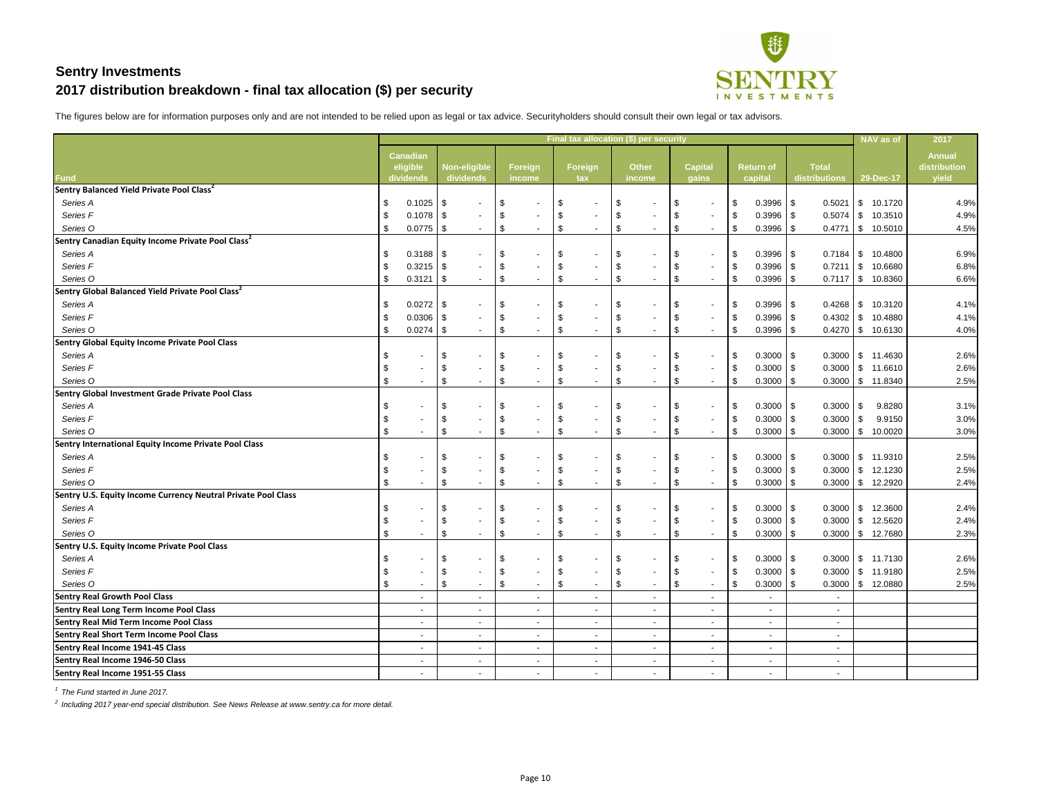# Sentry Investments

## 2017 distribution breakdown - final tax allocation ($) per security

The figures below are for information purposes only and are not intended to be relied upon as legal or tax advice. Securityholders should consult their own legal or tax advisors.

| Fund | Final tax allocation ($) per security | | | | | | | | NAV as of | 2017 |
|---|---|---|---|---|---|---|---|---|---|---|
| | Canadian eligible dividends | Non-eligible dividends | Foreign income | Foreign tax | Other income | Capital gains | Return of capital | Total distributions | 29-Dec-17 | Annual distribution yield |
| **Sentry Balanced Yield Private Pool Class[2]** | | | | | | | | | | |
| *Series A* | $ 0.1025 | $ - | $ - | $ - | $ - | $ - | $ 0.3996 | $ 0.5021 | $ 10.1720 | 4.9% |
| *Series F* | $ 0.1078 | $ - | $ - | $ - | $ - | $ - | $ 0.3996 | $ 0.5074 | $ 10.3510 | 4.9% |
| *Series O* | $ 0.0775 | $ - | $ - | $ - | $ - | $ - | $ 0.3996 | $ 0.4771 | $ 10.5010 | 4.5% |
| **Sentry Canadian Equity Income Private Pool Class[2]** | | | | | | | | | | |
| *Series A* | $ 0.3188 | $ - | $ - | $ - | $ - | $ - | $ 0.3996 | $ 0.7184 | $ 10.4800 | 6.9% |
| *Series F* | $ 0.3215 | $ - | $ - | $ - | $ - | $ - | $ 0.3996 | $ 0.7211 | $ 10.6680 | 6.8% |
| *Series O* | $ 0.3121 | $ - | $ - | $ - | $ - | $ - | $ 0.3996 | $ 0.7117 | $ 10.8360 | 6.6% |
| **Sentry Global Balanced Yield Private Pool Class[2]** | | | | | | | | | | |
| *Series A* | $ 0.0272 | $ - | $ - | $ - | $ - | $ - | $ 0.3996 | $ 0.4268 | $ 10.3120 | 4.1% |
| *Series F* | $ 0.0306 | $ - | $ - | $ - | $ - | $ - | $ 0.3996 | $ 0.4302 | $ 10.4880 | 4.1% |
| *Series O* | $ 0.0274 | $ - | $ - | $ - | $ - | $ - | $ 0.3996 | $ 0.4270 | $ 10.6130 | 4.0% |
| **Sentry Global Equity Income Private Pool Class** | | | | | | | | | | |
| *Series A* | $ - | $ - | $ - | $ - | $ - | $ - | $ 0.3000 | $ 0.3000 | $ 11.4630 | 2.6% |
| *Series F* | $ - | $ - | $ - | $ - | $ - | $ - | $ 0.3000 | $ 0.3000 | $ 11.6610 | 2.6% |
| *Series O* | $ - | $ - | $ - | $ - | $ - | $ - | $ 0.3000 | $ 0.3000 | $ 11.8340 | 2.5% |
| **Sentry Global Investment Grade Private Pool Class** | | | | | | | | | | |
| *Series A* | $ - | $ - | $ - | $ - | $ - | $ - | $ 0.3000 | $ 0.3000 | $ 9.8280 | 3.1% |
| *Series F* | $ - | $ - | $ - | $ - | $ - | $ - | $ 0.3000 | $ 0.3000 | $ 9.9150 | 3.0% |
| *Series O* | $ - | $ - | $ - | $ - | $ - | $ - | $ 0.3000 | $ 0.3000 | $ 10.0020 | 3.0% |
| **Sentry International Equity Income Private Pool Class** | | | | | | | | | | |
| *Series A* | $ - | $ - | $ - | $ - | $ - | $ - | $ 0.3000 | $ 0.3000 | $ 11.9310 | 2.5% |
| *Series F* | $ - | $ - | $ - | $ - | $ - | $ - | $ 0.3000 | $ 0.3000 | $ 12.1230 | 2.5% |
| *Series O* | $ - | $ - | $ - | $ - | $ - | $ - | $ 0.3000 | $ 0.3000 | $ 12.2920 | 2.4% |
| **Sentry U.S. Equity Income Currency Neutral Private Pool Class** | | | | | | | | | | |
| *Series A* | $ - | $ - | $ - | $ - | $ - | $ - | $ 0.3000 | $ 0.3000 | $ 12.3600 | 2.4% |
| *Series F* | $ - | $ - | $ - | $ - | $ - | $ - | $ 0.3000 | $ 0.3000 | $ 12.5620 | 2.4% |
| *Series O* | $ - | $ - | $ - | $ - | $ - | $ - | $ 0.3000 | $ 0.3000 | $ 12.7680 | 2.3% |
| **Sentry U.S. Equity Income Private Pool Class** | | | | | | | | | | |
| *Series A* | $ - | $ - | $ - | $ - | $ - | $ - | $ 0.3000 | $ 0.3000 | $ 11.7130 | 2.6% |
| *Series F* | $ - | $ - | $ - | $ - | $ - | $ - | $ 0.3000 | $ 0.3000 | $ 11.9180 | 2.5% |
| *Series O* | $ - | $ - | $ - | $ - | $ - | $ - | $ 0.3000 | $ 0.3000 | $ 12.0880 | 2.5% |
| **Sentry Real Growth Pool Class** | - | - | - | - | - | - | - | - | | |
| **Sentry Real Long Term Income Pool Class** | - | - | - | - | - | - | - | - | | |
| **Sentry Real Mid Term Income Pool Class** | - | - | - | - | - | - | - | - | | |
| **Sentry Real Short Term Income Pool Class** | - | - | - | - | - | - | - | - | | |
| **Sentry Real Income 1941-45 Class** | - | - | - | - | - | - | - | - | | |
| **Sentry Real Income 1946-50 Class** | - | - | - | - | - | - | - | - | | |
| **Sentry Real Income 1951-55 Class** | - | - | - | - | - | - | - | - | | |

*[1] The Fund started in June 2017.*

*[2] Including 2017 year-end special distribution. See News Release at www.sentry.ca for more detail.*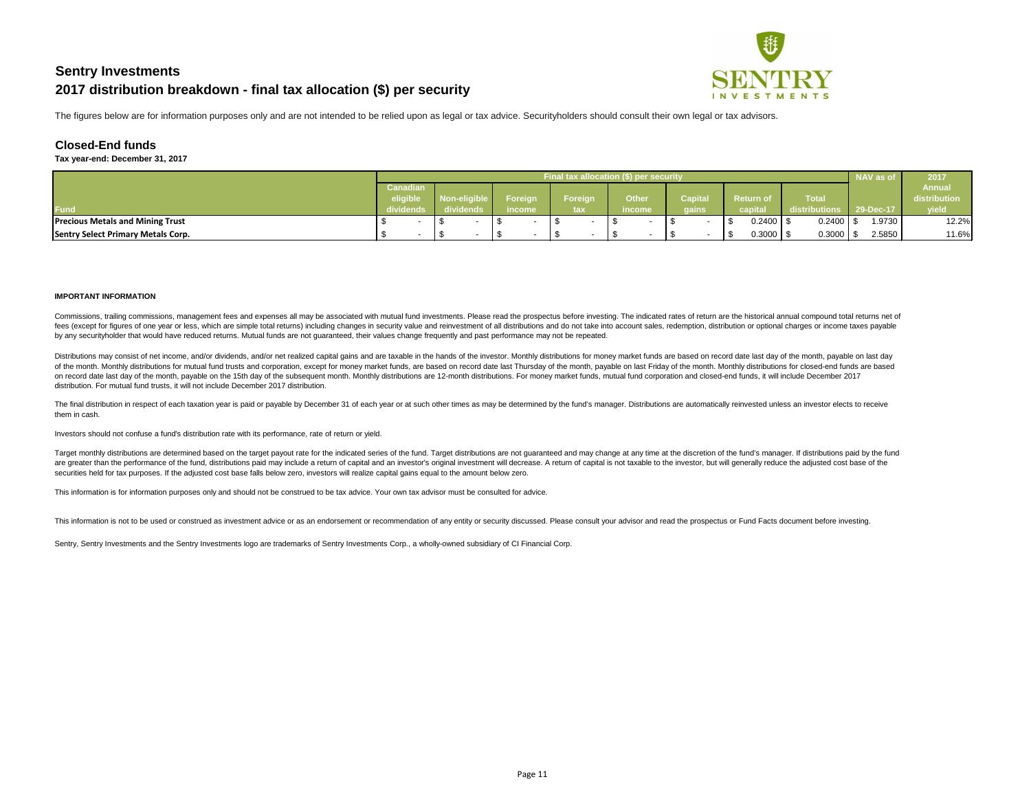# Sentry Investments

## 2017 distribution breakdown - final tax allocation ($) per security

The figures below are for information purposes only and are not intended to be relied upon as legal or tax advice. Securityholders should consult their own legal or tax advisors.

### Closed-End funds

**Tax year-end: December 31, 2017**

| | Final tax allocation ($) per security | | | | | | | | NAV as of | 2017 |
|---|---|---|---|---|---|---|---|---|---|---|
| Fund | Canadian eligible dividends | Non-eligible dividends | Foreign income | Foreign tax | Other income | Capital gains | Return of capital | Total distributions | 29-Dec-17 | Annual distribution yield |
| **Precious Metals and Mining Trust** | $ - | $ - | $ - | $ - | $ - | $ - | $ 0.2400 | $ 0.2400 | $ 1.9730 | 12.2% |
| **Sentry Select Primary Metals Corp.** | $ - | $ - | $ - | $ - | $ - | $ - | $ 0.3000 | $ 0.3000 | $ 2.5850 | 11.6% |

**IMPORTANT INFORMATION**

Commissions, trailing commissions, management fees and expenses all may be associated with mutual fund investments. Please read the prospectus before investing. The indicated rates of return are the historical annual compound total returns net of fees (except for figures of one year or less, which are simple total returns) including changes in security value and reinvestment of all distributions and do not take into account sales, redemption, distribution or optional charges or income taxes payable by any securityholder that would have reduced returns. Mutual funds are not guaranteed, their values change frequently and past performance may not be repeated.

Distributions may consist of net income, and/or dividends, and/or net realized capital gains and are taxable in the hands of the investor. Monthly distributions for money market funds are based on record date last day of the month, payable on last day of the month. Monthly distributions for mutual fund trusts and corporation, except for money market funds, are based on record date last Thursday of the month, payable on last Friday of the month. Monthly distributions for closed-end funds are based on record date last day of the month, payable on the 15th day of the subsequent month. Monthly distributions are 12-month distributions. For money market funds, mutual fund corporation and closed-end funds, it will include December 2017 distribution. For mutual fund trusts, it will not include December 2017 distribution.

The final distribution in respect of each taxation year is paid or payable by December 31 of each year or at such other times as may be determined by the fund's manager. Distributions are automatically reinvested unless an investor elects to receive them in cash.

Investors should not confuse a fund's distribution rate with its performance, rate of return or yield.

Target monthly distributions are determined based on the target payout rate for the indicated series of the fund. Target distributions are not guaranteed and may change at any time at the discretion of the fund's manager. If distributions paid by the fund are greater than the performance of the fund, distributions paid may include a return of capital and an investor's original investment will decrease. A return of capital is not taxable to the investor, but will generally reduce the adjusted cost base of the securities held for tax purposes. If the adjusted cost base falls below zero, investors will realize capital gains equal to the amount below zero.

This information is for information purposes only and should not be construed to be tax advice. Your own tax advisor must be consulted for advice.

This information is not to be used or construed as investment advice or as an endorsement or recommendation of any entity or security discussed. Please consult your advisor and read the prospectus or Fund Facts document before investing.

Sentry, Sentry Investments and the Sentry Investments logo are trademarks of Sentry Investments Corp., a wholly-owned subsidiary of CI Financial Corp.